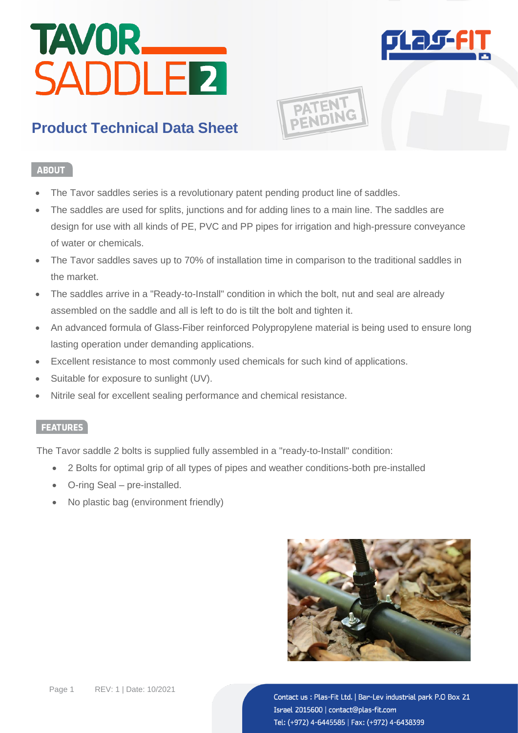# TAVOR SADDLE 2

## Product Technical Data Sheet

PATENT PENDING

### ABOUT

- The Tavor saddles series is a revolutionary patent pending product line of saddles.
- The saddles are used for splits, junctions and for adding lines to a main line. The saddles are design for use with all kinds of PE, PVC and PP pipes for irrigation and high-pressure conveyance of water or chemicals.
- The Tavor saddles saves up to 70% of installation time in comparison to the traditional saddles in the market.
- The saddles arrive in a "Ready-to-Install" condition in which the bolt, nut and seal are already assembled on the saddle and all is left to do is tilt the bolt and tighten it.
- An advanced formula of Glass-Fiber reinforced Polypropylene material is being used to ensure long lasting operation under demanding applications.
- Excellent resistance to most commonly used chemicals for such kind of applications.
- Suitable for exposure to sunlight (UV).
- Nitrile seal for excellent sealing performance and chemical resistance.

### FEATURES

The Tavor saddle 2 bolts is supplied fully assembled in a "ready-to-Install" condition:

- 2 Bolts for optimal grip of all types of pipes and weather conditions-both pre-installed
- O-ring Seal – pre-installed.
- No plastic bag (environment friendly)

REV: 1 | Date: 10/2021

Contact us : Plas-Fit Ltd. | Bar-Lev industrial park P.O Box 21 Israel 2015600 | contact@plas-fit.com
Tel: (+972) 4-6445585 | Fax: (+972) 4-6438399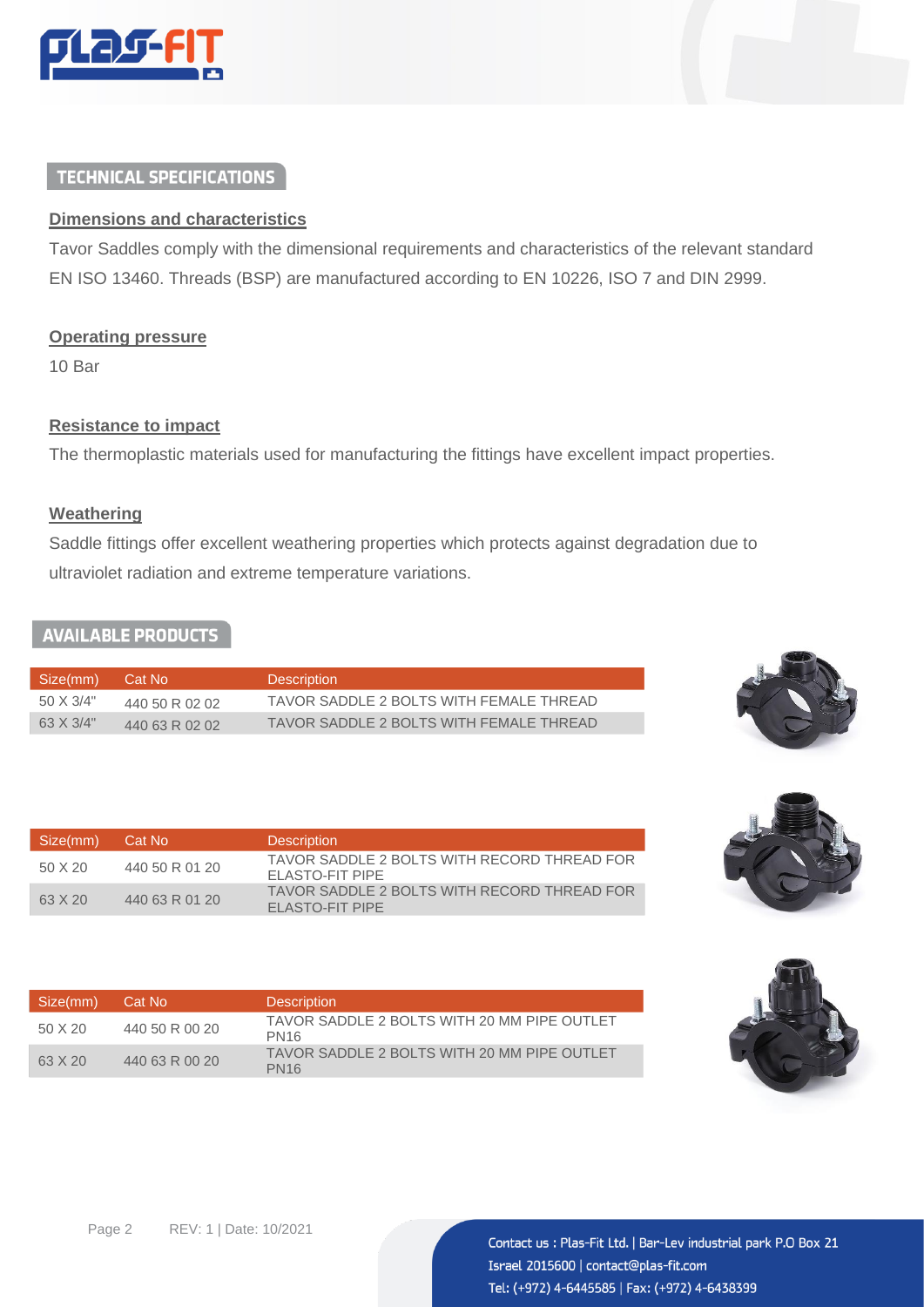## TECHNICAL SPECIFICATIONS

### Dimensions and characteristics

Tavor Saddles comply with the dimensional requirements and characteristics of the relevant standard EN ISO 13460. Threads (BSP) are manufactured according to EN 10226, ISO 7 and DIN 2999.

### Operating pressure

10 Bar

### Resistance to impact

The thermoplastic materials used for manufacturing the fittings have excellent impact properties.

### Weathering

Saddle fittings offer excellent weathering properties which protects against degradation due to ultraviolet radiation and extreme temperature variations.

## AVAILABLE PRODUCTS

| Size(mm) | Cat No | Description |
| --- | --- | --- |
| 50 X 3/4" | 440 50 R 02 02 | TAVOR SADDLE 2 BOLTS WITH FEMALE THREAD |
| 63 X 3/4" | 440 63 R 02 02 | TAVOR SADDLE 2 BOLTS WITH FEMALE THREAD |

| Size(mm) | Cat No | Description |
| --- | --- | --- |
| 50 X 20 | 440 50 R 01 20 | TAVOR SADDLE 2 BOLTS WITH RECORD THREAD FOR ELASTO-FIT PIPE |
| 63 X 20 | 440 63 R 01 20 | TAVOR SADDLE 2 BOLTS WITH RECORD THREAD FOR ELASTO-FIT PIPE |

| Size(mm) | Cat No | Description |
| --- | --- | --- |
| 50 X 20 | 440 50 R 00 20 | TAVOR SADDLE 2 BOLTS WITH 20 MM PIPE OUTLET PN16 |
| 63 X 20 | 440 63 R 00 20 | TAVOR SADDLE 2 BOLTS WITH 20 MM PIPE OUTLET PN16 |

REV: 1 | Date: 10/2021

Contact us : Plas-Fit Ltd. | Bar-Lev industrial park P.O Box 21 Israel 2015600 | contact@plas-fit.com
Tel: (+972) 4-6445585 | Fax: (+972) 4-6438399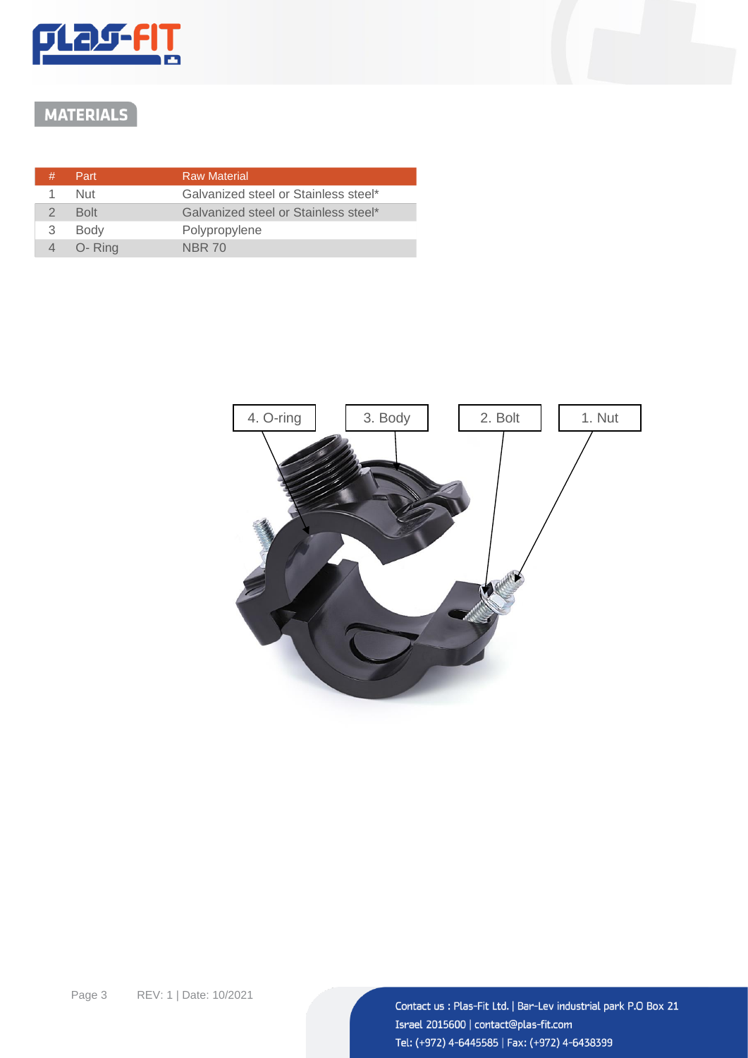## MATERIALS

| # | Part | Raw Material |
|---|---|---|
| 1 | Nut | Galvanized steel or Stainless steel* |
| 2 | Bolt | Galvanized steel or Stainless steel* |
| 3 | Body | Polypropylene |
| 4 | O- Ring | NBR 70 |

4. O-ring

3. Body

2. Bolt

1. Nut

REV: 1 | Date: 10/2021

Contact us : Plas-Fit Ltd. | Bar-Lev industrial park P.O Box 21
Israel 2015600 | contact@plas-fit.com
Tel: (+972) 4-6445585 | Fax: (+972) 4-6438399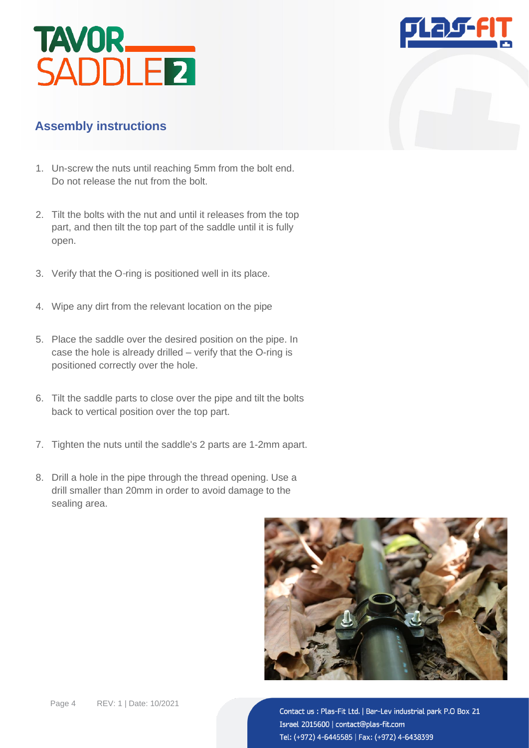# TAVOR SADDLE 2

## Assembly instructions

1. Un-screw the nuts until reaching 5mm from the bolt end. Do not release the nut from the bolt.
2. Tilt the bolts with the nut and until it releases from the top part, and then tilt the top part of the saddle until it is fully open.
3. Verify that the O-ring is positioned well in its place.
4. Wipe any dirt from the relevant location on the pipe
5. Place the saddle over the desired position on the pipe. In case the hole is already drilled – verify that the O-ring is positioned correctly over the hole.
6. Tilt the saddle parts to close over the pipe and tilt the bolts back to vertical position over the top part.
7. Tighten the nuts until the saddle's 2 parts are 1-2mm apart.
8. Drill a hole in the pipe through the thread opening. Use a drill smaller than 20mm in order to avoid damage to the sealing area.

REV: 1 | Date: 10/2021

Contact us : Plas-Fit Ltd. | Bar-Lev industrial park P.O Box 21 Israel 2015600 | contact@plas-fit.com
Tel: (+972) 4-6445585 | Fax: (+972) 4-6438399